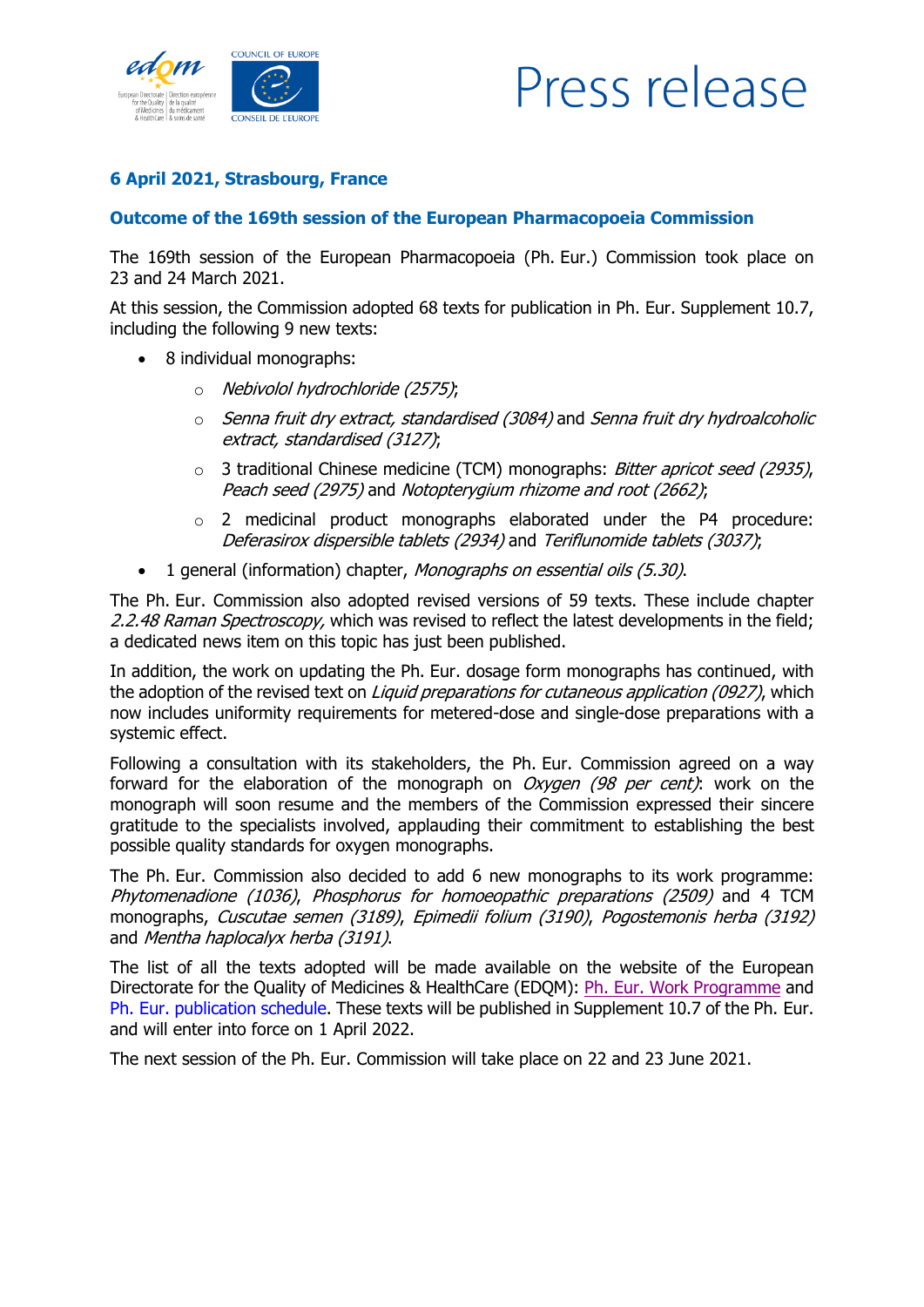# Press release

**6 April 2021, Strasbourg, France**

## Outcome of the 169th session of the European Pharmacopoeia Commission

The 169th session of the European Pharmacopoeia (Ph. Eur.) Commission took place on 23 and 24 March 2021.

At this session, the Commission adopted 68 texts for publication in Ph. Eur. Supplement 10.7, including the following 9 new texts:

- 8 individual monographs:
  - *Nebivolol hydrochloride (2575)*;
  - *Senna fruit dry extract, standardised (3084)* and *Senna fruit dry hydroalcoholic extract, standardised (3127)*;
  - 3 traditional Chinese medicine (TCM) monographs: *Bitter apricot seed (2935)*, *Peach seed (2975)* and *Notopterygium rhizome and root (2662)*;
  - 2 medicinal product monographs elaborated under the P4 procedure: *Deferasirox dispersible tablets (2934)* and *Teriflunomide tablets (3037)*;
- 1 general (information) chapter, *Monographs on essential oils (5.30)*.

The Ph. Eur. Commission also adopted revised versions of 59 texts. These include chapter *2.2.48 Raman Spectroscopy,* which was revised to reflect the latest developments in the field; a dedicated news item on this topic has just been published.

In addition, the work on updating the Ph. Eur. dosage form monographs has continued, with the adoption of the revised text on *Liquid preparations for cutaneous application (0927)*, which now includes uniformity requirements for metered-dose and single-dose preparations with a systemic effect.

Following a consultation with its stakeholders, the Ph. Eur. Commission agreed on a way forward for the elaboration of the monograph on *Oxygen (98 per cent)*: work on the monograph will soon resume and the members of the Commission expressed their sincere gratitude to the specialists involved, applauding their commitment to establishing the best possible quality standards for oxygen monographs.

The Ph. Eur. Commission also decided to add 6 new monographs to its work programme: *Phytomenadione (1036)*, *Phosphorus for homoeopathic preparations (2509)* and 4 TCM monographs, *Cuscutae semen (3189)*, *Epimedii folium (3190)*, *Pogostemonis herba (3192)* and *Mentha haplocalyx herba (3191)*.

The list of all the texts adopted will be made available on the website of the European Directorate for the Quality of Medicines & HealthCare (EDQM): Ph. Eur. Work Programme and Ph. Eur. publication schedule. These texts will be published in Supplement 10.7 of the Ph. Eur. and will enter into force on 1 April 2022.

The next session of the Ph. Eur. Commission will take place on 22 and 23 June 2021.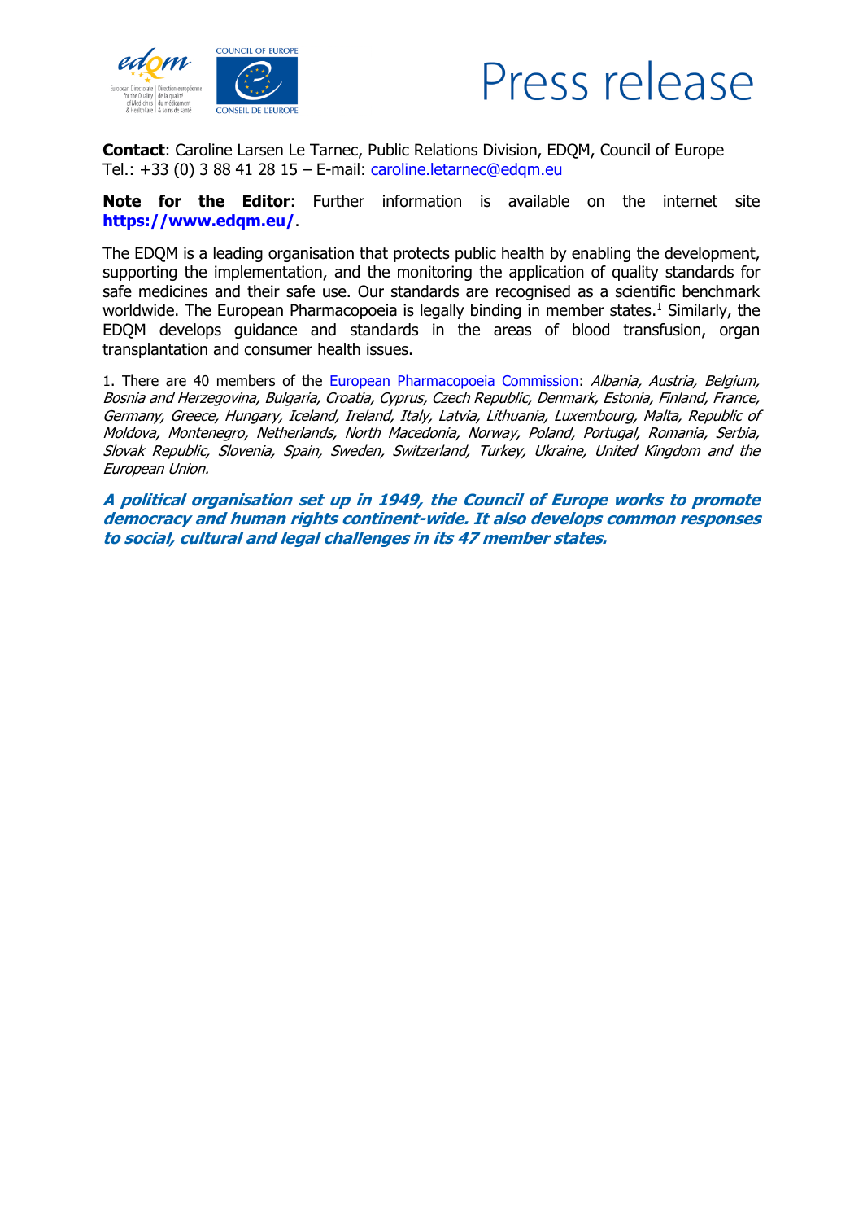# Press release

**Contact**: Caroline Larsen Le Tarnec, Public Relations Division, EDQM, Council of Europe
Tel.: +33 (0) 3 88 41 28 15 – E-mail: caroline.letarnec@edqm.eu

**Note for the Editor**: Further information is available on the internet site **https://www.edqm.eu/**.

The EDQM is a leading organisation that protects public health by enabling the development, supporting the implementation, and the monitoring the application of quality standards for safe medicines and their safe use. Our standards are recognised as a scientific benchmark worldwide. The European Pharmacopoeia is legally binding in member states.[1] Similarly, the EDQM develops guidance and standards in the areas of blood transfusion, organ transplantation and consumer health issues.

1. There are 40 members of the European Pharmacopoeia Commission: *Albania, Austria, Belgium, Bosnia and Herzegovina, Bulgaria, Croatia, Cyprus, Czech Republic, Denmark, Estonia, Finland, France, Germany, Greece, Hungary, Iceland, Ireland, Italy, Latvia, Lithuania, Luxembourg, Malta, Republic of Moldova, Montenegro, Netherlands, North Macedonia, Norway, Poland, Portugal, Romania, Serbia, Slovak Republic, Slovenia, Spain, Sweden, Switzerland, Turkey, Ukraine, United Kingdom and the European Union.*

***A political organisation set up in 1949, the Council of Europe works to promote democracy and human rights continent-wide. It also develops common responses to social, cultural and legal challenges in its 47 member states.***